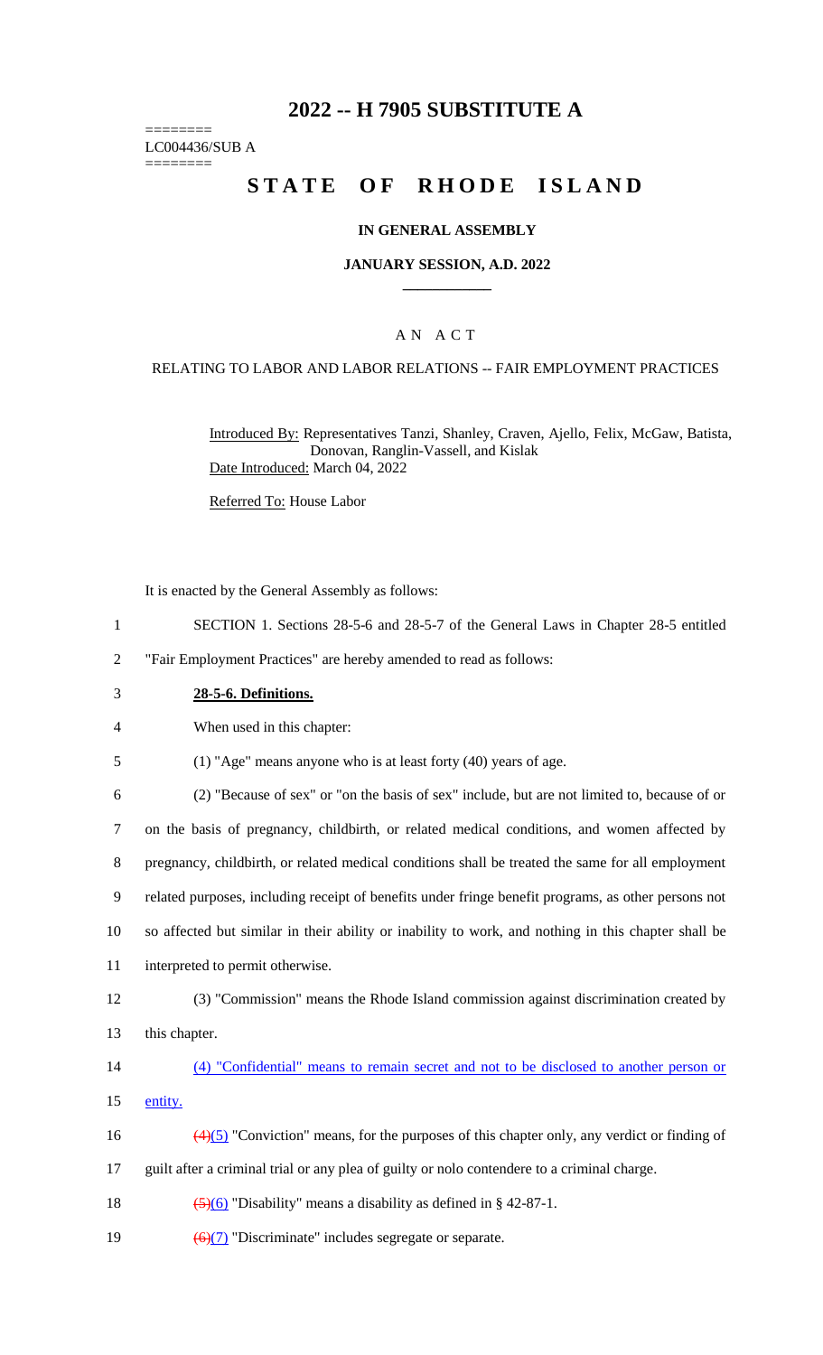# 2022 -- H 7905 SUBSTITUTE A

========
LC004436/SUB A
========

# STATE OF RHODE ISLAND

## IN GENERAL ASSEMBLY

## JANUARY SESSION, A.D. 2022

## A N A C T

### RELATING TO LABOR AND LABOR RELATIONS -- FAIR EMPLOYMENT PRACTICES

Introduced By: Representatives Tanzi, Shanley, Craven, Ajello, Felix, McGaw, Batista, Donovan, Ranglin-Vassell, and Kislak

Date Introduced: March 04, 2022

Referred To: House Labor

It is enacted by the General Assembly as follows:

1 SECTION 1. Sections 28-5-6 and 28-5-7 of the General Laws in Chapter 28-5 entitled
2 "Fair Employment Practices" are hereby amended to read as follows:

3 **28-5-6. Definitions.**

4 When used in this chapter:

5 (1) "Age" means anyone who is at least forty (40) years of age.

6 (2) "Because of sex" or "on the basis of sex" include, but are not limited to, because of or
7 on the basis of pregnancy, childbirth, or related medical conditions, and women affected by
8 pregnancy, childbirth, or related medical conditions shall be treated the same for all employment
9 related purposes, including receipt of benefits under fringe benefit programs, as other persons not
10 so affected but similar in their ability or inability to work, and nothing in this chapter shall be
11 interpreted to permit otherwise.

12 (3) "Commission" means the Rhode Island commission against discrimination created by
13 this chapter.

14 (4) "Confidential" means to remain secret and not to be disclosed to another person or
15 entity.

16 ~~(4)~~(5) "Conviction" means, for the purposes of this chapter only, any verdict or finding of
17 guilt after a criminal trial or any plea of guilty or nolo contendere to a criminal charge.

18 ~~(5)~~(6) "Disability" means a disability as defined in § 42-87-1.

19 ~~(6)~~(7) "Discriminate" includes segregate or separate.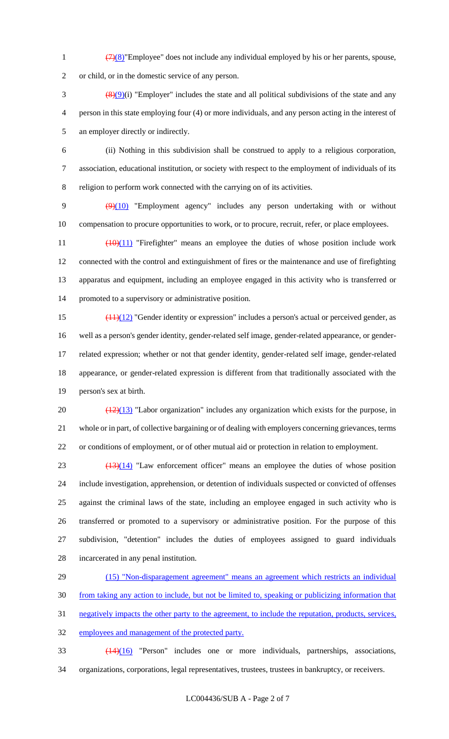~~(7)~~(8) "Employee" does not include any individual employed by his or her parents, spouse, or child, or in the domestic service of any person.

~~(8)~~(9)(i) "Employer" includes the state and all political subdivisions of the state and any person in this state employing four (4) or more individuals, and any person acting in the interest of an employer directly or indirectly.

(ii) Nothing in this subdivision shall be construed to apply to a religious corporation, association, educational institution, or society with respect to the employment of individuals of its religion to perform work connected with the carrying on of its activities.

~~(9)~~(10) "Employment agency" includes any person undertaking with or without compensation to procure opportunities to work, or to procure, recruit, refer, or place employees.

~~(10)~~(11) "Firefighter" means an employee the duties of whose position include work connected with the control and extinguishment of fires or the maintenance and use of firefighting apparatus and equipment, including an employee engaged in this activity who is transferred or promoted to a supervisory or administrative position.

~~(11)~~(12) "Gender identity or expression" includes a person's actual or perceived gender, as well as a person's gender identity, gender-related self image, gender-related appearance, or gender-related expression; whether or not that gender identity, gender-related self image, gender-related appearance, or gender-related expression is different from that traditionally associated with the person's sex at birth.

~~(12)~~(13) "Labor organization" includes any organization which exists for the purpose, in whole or in part, of collective bargaining or of dealing with employers concerning grievances, terms or conditions of employment, or of other mutual aid or protection in relation to employment.

~~(13)~~(14) "Law enforcement officer" means an employee the duties of whose position include investigation, apprehension, or detention of individuals suspected or convicted of offenses against the criminal laws of the state, including an employee engaged in such activity who is transferred or promoted to a supervisory or administrative position. For the purpose of this subdivision, "detention" includes the duties of employees assigned to guard individuals incarcerated in any penal institution.

(15) "Non-disparagement agreement" means an agreement which restricts an individual from taking any action to include, but not be limited to, speaking or publicizing information that negatively impacts the other party to the agreement, to include the reputation, products, services, employees and management of the protected party.

~~(14)~~(16) "Person" includes one or more individuals, partnerships, associations, organizations, corporations, legal representatives, trustees, trustees in bankruptcy, or receivers.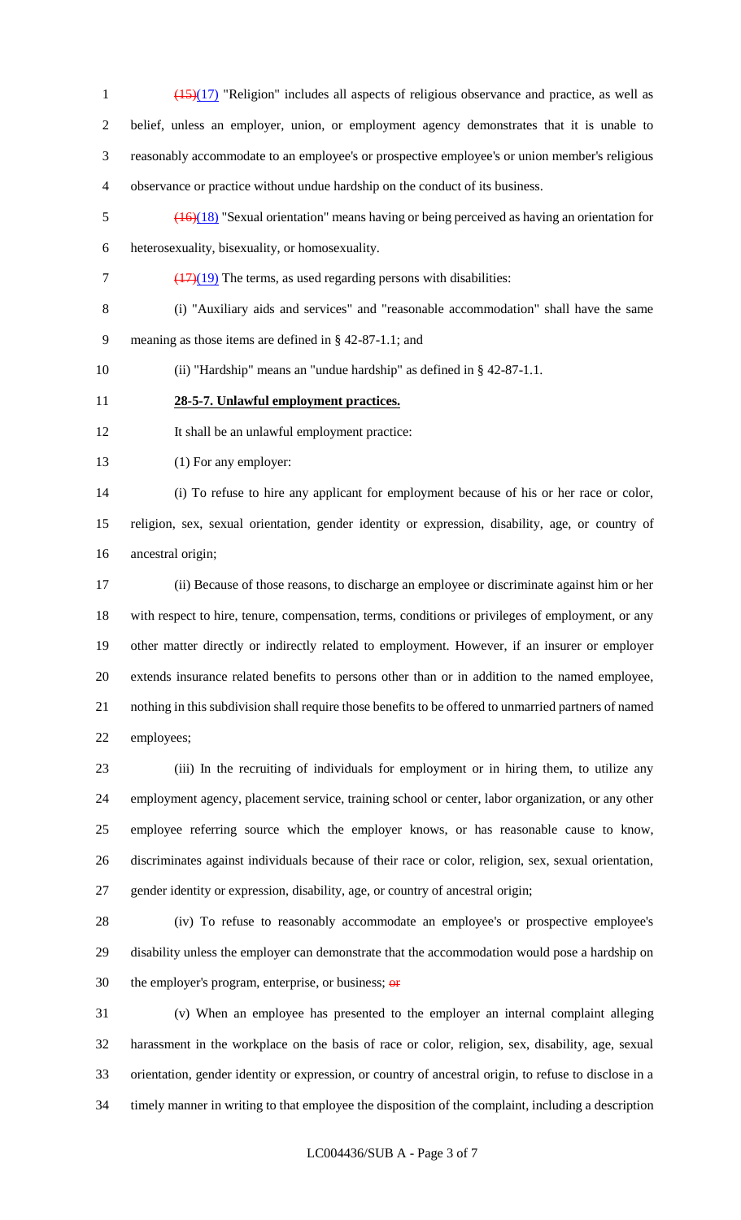~~(15)~~(17) "Religion" includes all aspects of religious observance and practice, as well as belief, unless an employer, union, or employment agency demonstrates that it is unable to reasonably accommodate to an employee's or prospective employee's or union member's religious observance or practice without undue hardship on the conduct of its business.

~~(16)~~(18) "Sexual orientation" means having or being perceived as having an orientation for heterosexuality, bisexuality, or homosexuality.

~~(17)~~(19) The terms, as used regarding persons with disabilities:

(i) "Auxiliary aids and services" and "reasonable accommodation" shall have the same meaning as those items are defined in § 42-87-1.1; and

(ii) "Hardship" means an "undue hardship" as defined in § 42-87-1.1.

**28-5-7. Unlawful employment practices.**

It shall be an unlawful employment practice:

(1) For any employer:

(i) To refuse to hire any applicant for employment because of his or her race or color, religion, sex, sexual orientation, gender identity or expression, disability, age, or country of ancestral origin;

(ii) Because of those reasons, to discharge an employee or discriminate against him or her with respect to hire, tenure, compensation, terms, conditions or privileges of employment, or any other matter directly or indirectly related to employment. However, if an insurer or employer extends insurance related benefits to persons other than or in addition to the named employee, nothing in this subdivision shall require those benefits to be offered to unmarried partners of named employees;

(iii) In the recruiting of individuals for employment or in hiring them, to utilize any employment agency, placement service, training school or center, labor organization, or any other employee referring source which the employer knows, or has reasonable cause to know, discriminates against individuals because of their race or color, religion, sex, sexual orientation, gender identity or expression, disability, age, or country of ancestral origin;

(iv) To refuse to reasonably accommodate an employee's or prospective employee's disability unless the employer can demonstrate that the accommodation would pose a hardship on the employer's program, enterprise, or business; ~~or~~

(v) When an employee has presented to the employer an internal complaint alleging harassment in the workplace on the basis of race or color, religion, sex, disability, age, sexual orientation, gender identity or expression, or country of ancestral origin, to refuse to disclose in a timely manner in writing to that employee the disposition of the complaint, including a description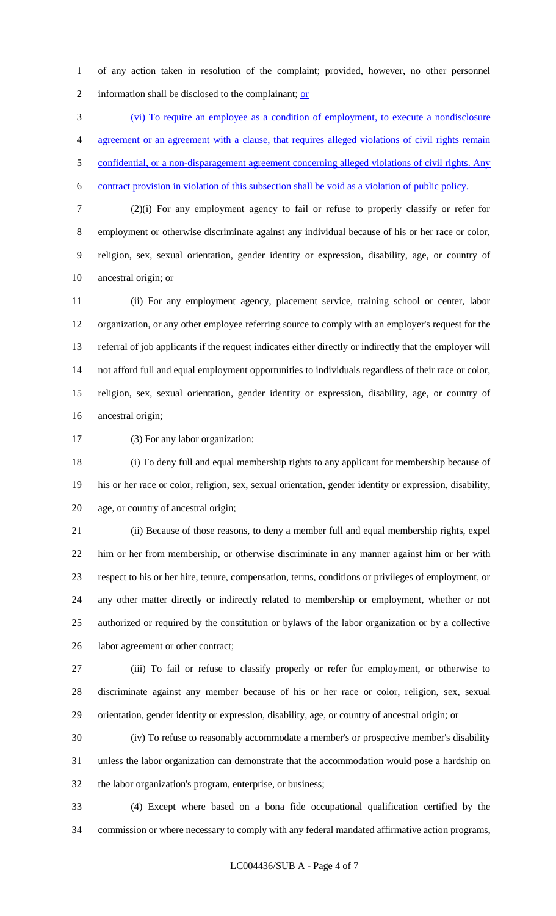of any action taken in resolution of the complaint; provided, however, no other personnel information shall be disclosed to the complainant; or

(vi) To require an employee as a condition of employment, to execute a nondisclosure agreement or an agreement with a clause, that requires alleged violations of civil rights remain confidential, or a non-disparagement agreement concerning alleged violations of civil rights. Any contract provision in violation of this subsection shall be void as a violation of public policy.

(2)(i) For any employment agency to fail or refuse to properly classify or refer for employment or otherwise discriminate against any individual because of his or her race or color, religion, sex, sexual orientation, gender identity or expression, disability, age, or country of ancestral origin; or

(ii) For any employment agency, placement service, training school or center, labor organization, or any other employee referring source to comply with an employer's request for the referral of job applicants if the request indicates either directly or indirectly that the employer will not afford full and equal employment opportunities to individuals regardless of their race or color, religion, sex, sexual orientation, gender identity or expression, disability, age, or country of ancestral origin;

(3) For any labor organization:

(i) To deny full and equal membership rights to any applicant for membership because of his or her race or color, religion, sex, sexual orientation, gender identity or expression, disability, age, or country of ancestral origin;

(ii) Because of those reasons, to deny a member full and equal membership rights, expel him or her from membership, or otherwise discriminate in any manner against him or her with respect to his or her hire, tenure, compensation, terms, conditions or privileges of employment, or any other matter directly or indirectly related to membership or employment, whether or not authorized or required by the constitution or bylaws of the labor organization or by a collective labor agreement or other contract;

(iii) To fail or refuse to classify properly or refer for employment, or otherwise to discriminate against any member because of his or her race or color, religion, sex, sexual orientation, gender identity or expression, disability, age, or country of ancestral origin; or

(iv) To refuse to reasonably accommodate a member's or prospective member's disability unless the labor organization can demonstrate that the accommodation would pose a hardship on the labor organization's program, enterprise, or business;

(4) Except where based on a bona fide occupational qualification certified by the commission or where necessary to comply with any federal mandated affirmative action programs,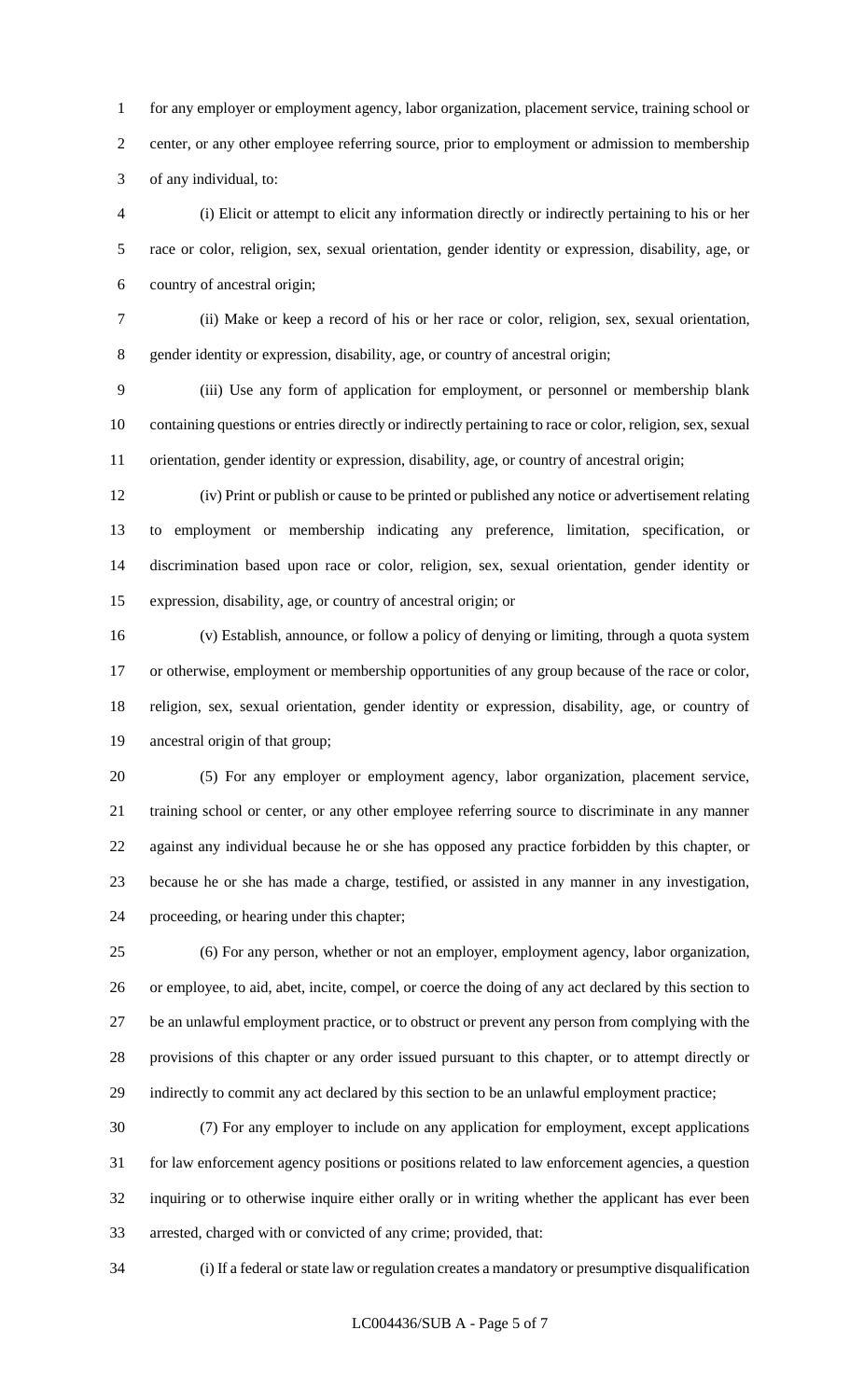for any employer or employment agency, labor organization, placement service, training school or center, or any other employee referring source, prior to employment or admission to membership of any individual, to:

(i) Elicit or attempt to elicit any information directly or indirectly pertaining to his or her race or color, religion, sex, sexual orientation, gender identity or expression, disability, age, or country of ancestral origin;

(ii) Make or keep a record of his or her race or color, religion, sex, sexual orientation, gender identity or expression, disability, age, or country of ancestral origin;

(iii) Use any form of application for employment, or personnel or membership blank containing questions or entries directly or indirectly pertaining to race or color, religion, sex, sexual orientation, gender identity or expression, disability, age, or country of ancestral origin;

(iv) Print or publish or cause to be printed or published any notice or advertisement relating to employment or membership indicating any preference, limitation, specification, or discrimination based upon race or color, religion, sex, sexual orientation, gender identity or expression, disability, age, or country of ancestral origin; or

(v) Establish, announce, or follow a policy of denying or limiting, through a quota system or otherwise, employment or membership opportunities of any group because of the race or color, religion, sex, sexual orientation, gender identity or expression, disability, age, or country of ancestral origin of that group;

(5) For any employer or employment agency, labor organization, placement service, training school or center, or any other employee referring source to discriminate in any manner against any individual because he or she has opposed any practice forbidden by this chapter, or because he or she has made a charge, testified, or assisted in any manner in any investigation, proceeding, or hearing under this chapter;

(6) For any person, whether or not an employer, employment agency, labor organization, or employee, to aid, abet, incite, compel, or coerce the doing of any act declared by this section to be an unlawful employment practice, or to obstruct or prevent any person from complying with the provisions of this chapter or any order issued pursuant to this chapter, or to attempt directly or indirectly to commit any act declared by this section to be an unlawful employment practice;

(7) For any employer to include on any application for employment, except applications for law enforcement agency positions or positions related to law enforcement agencies, a question inquiring or to otherwise inquire either orally or in writing whether the applicant has ever been arrested, charged with or convicted of any crime; provided, that:

(i) If a federal or state law or regulation creates a mandatory or presumptive disqualification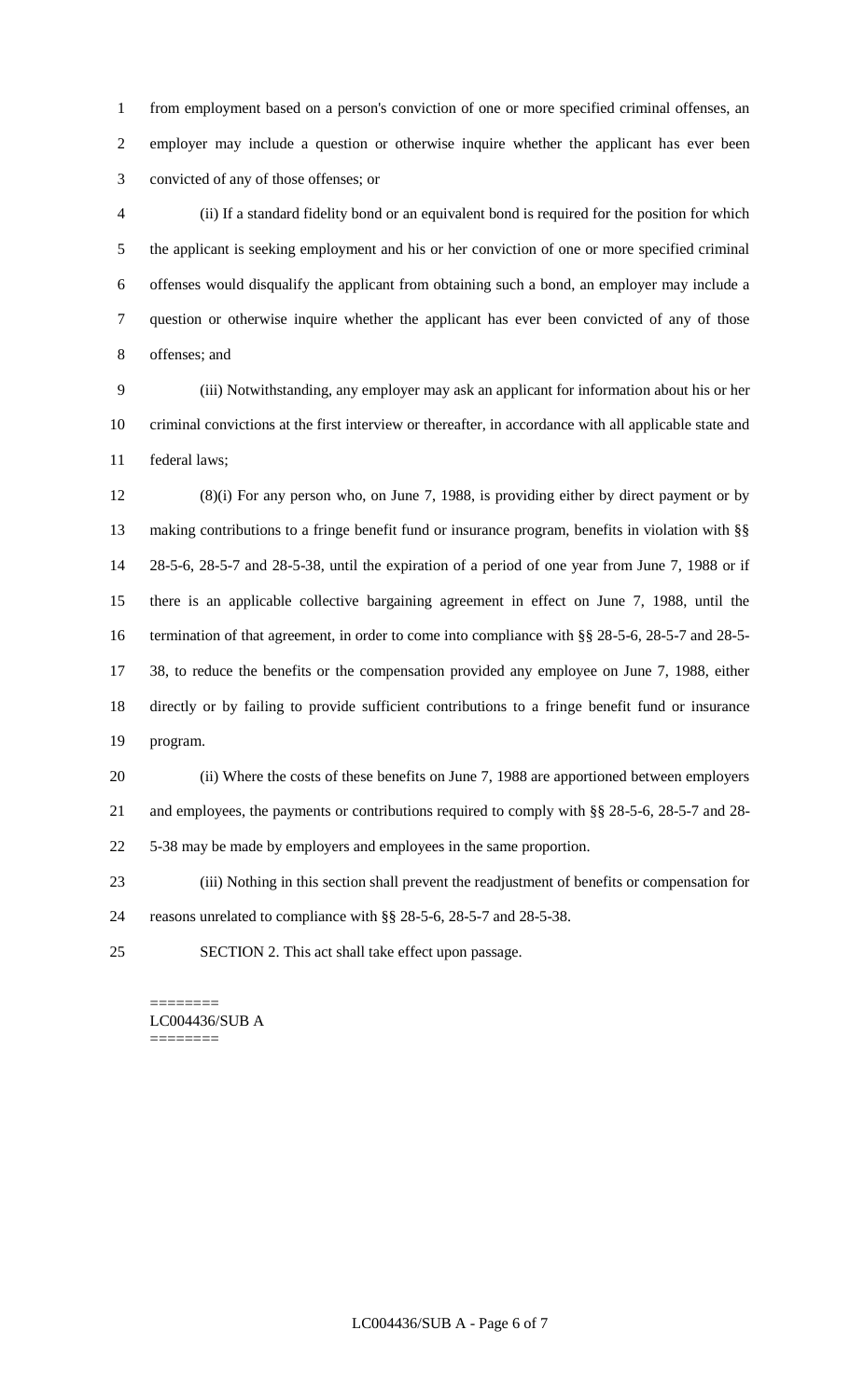from employment based on a person's conviction of one or more specified criminal offenses, an employer may include a question or otherwise inquire whether the applicant has ever been convicted of any of those offenses; or

(ii) If a standard fidelity bond or an equivalent bond is required for the position for which the applicant is seeking employment and his or her conviction of one or more specified criminal offenses would disqualify the applicant from obtaining such a bond, an employer may include a question or otherwise inquire whether the applicant has ever been convicted of any of those offenses; and

(iii) Notwithstanding, any employer may ask an applicant for information about his or her criminal convictions at the first interview or thereafter, in accordance with all applicable state and federal laws;

(8)(i) For any person who, on June 7, 1988, is providing either by direct payment or by making contributions to a fringe benefit fund or insurance program, benefits in violation with §§ 28-5-6, 28-5-7 and 28-5-38, until the expiration of a period of one year from June 7, 1988 or if there is an applicable collective bargaining agreement in effect on June 7, 1988, until the termination of that agreement, in order to come into compliance with §§ 28-5-6, 28-5-7 and 28-5-38, to reduce the benefits or the compensation provided any employee on June 7, 1988, either directly or by failing to provide sufficient contributions to a fringe benefit fund or insurance program.

(ii) Where the costs of these benefits on June 7, 1988 are apportioned between employers and employees, the payments or contributions required to comply with §§ 28-5-6, 28-5-7 and 28-5-38 may be made by employers and employees in the same proportion.

(iii) Nothing in this section shall prevent the readjustment of benefits or compensation for reasons unrelated to compliance with §§ 28-5-6, 28-5-7 and 28-5-38.

SECTION 2. This act shall take effect upon passage.

========
LC004436/SUB A
========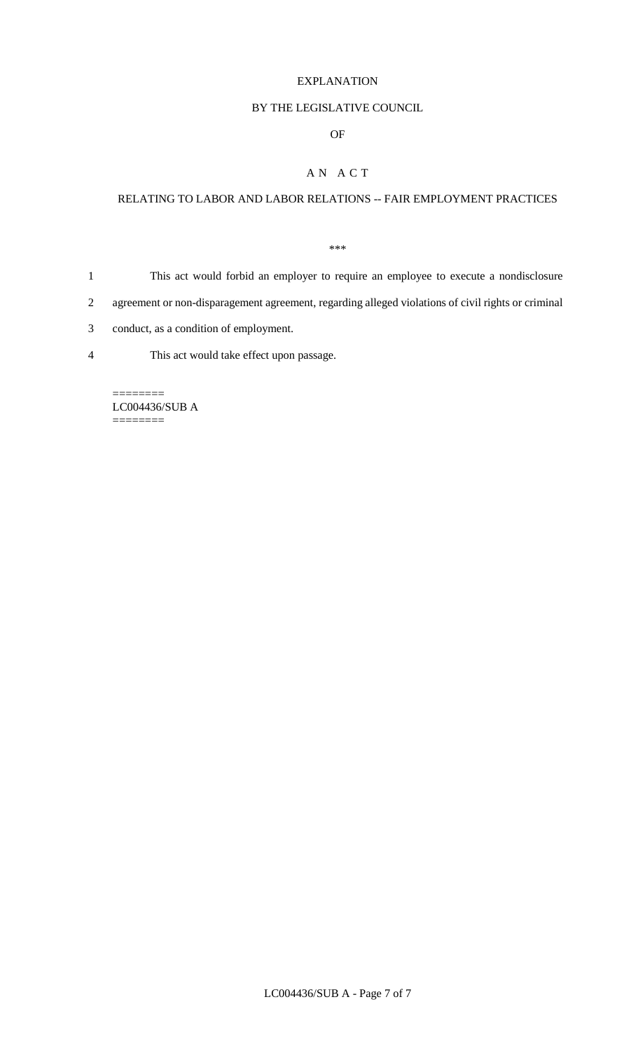EXPLANATION

BY THE LEGISLATIVE COUNCIL

OF

A N A C T

RELATING TO LABOR AND LABOR RELATIONS -- FAIR EMPLOYMENT PRACTICES

***

1 This act would forbid an employer to require an employee to execute a nondisclosure
2 agreement or non-disparagement agreement, regarding alleged violations of civil rights or criminal
3 conduct, as a condition of employment.
4 This act would take effect upon passage.

========
LC004436/SUB A
========